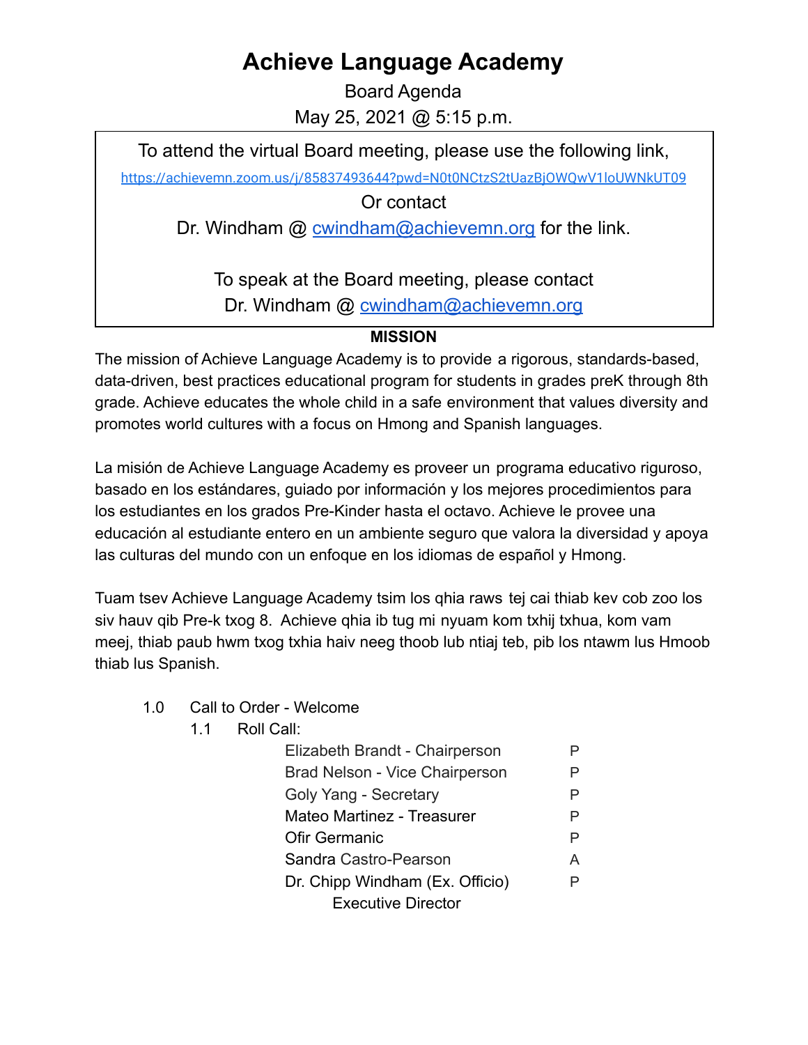# Achieve Language Academy

Board Agenda

May 25, 2021 @ 5:15 p.m.

To attend the virtual Board meeting, please use the following link,

https://achievemn.zoom.us/j/85837493644?pwd=N0t0NCtzS2tUazBjOWQwV1loUWNkUT09

Or contact

Dr. Windham @ cwindham@achievemn.org for the link.

To speak at the Board meeting, please contact

Dr. Windham @ cwindham@achievemn.org

**MISSION**

The mission of Achieve Language Academy is to provide a rigorous, standards-based, data-driven, best practices educational program for students in grades preK through 8th grade. Achieve educates the whole child in a safe environment that values diversity and promotes world cultures with a focus on Hmong and Spanish languages.

La misión de Achieve Language Academy es proveer un programa educativo riguroso, basado en los estándares, guiado por información y los mejores procedimientos para los estudiantes en los grados Pre-Kinder hasta el octavo. Achieve le provee una educación al estudiante entero en un ambiente seguro que valora la diversidad y apoya las culturas del mundo con un enfoque en los idiomas de español y Hmong.

Tuam tsev Achieve Language Academy tsim los qhia raws tej cai thiab kev cob zoo los siv hauv qib Pre-k txog 8. Achieve qhia ib tug mi nyuam kom txhij txhua, kom vam meej, thiab paub hwm txog txhia haiv neeg thoob lub ntiaj teb, pib los ntawm lus Hmoob thiab lus Spanish.

1.0 Call to Order - Welcome

1.1 Roll Call:

| | |
|---|---|
| Elizabeth Brandt - Chairperson | P |
| Brad Nelson - Vice Chairperson | P |
| Goly Yang - Secretary | P |
| Mateo Martinez - Treasurer | P |
| Ofir Germanic | P |
| Sandra Castro-Pearson | A |
| Dr. Chipp Windham (Ex. Officio) Executive Director | P |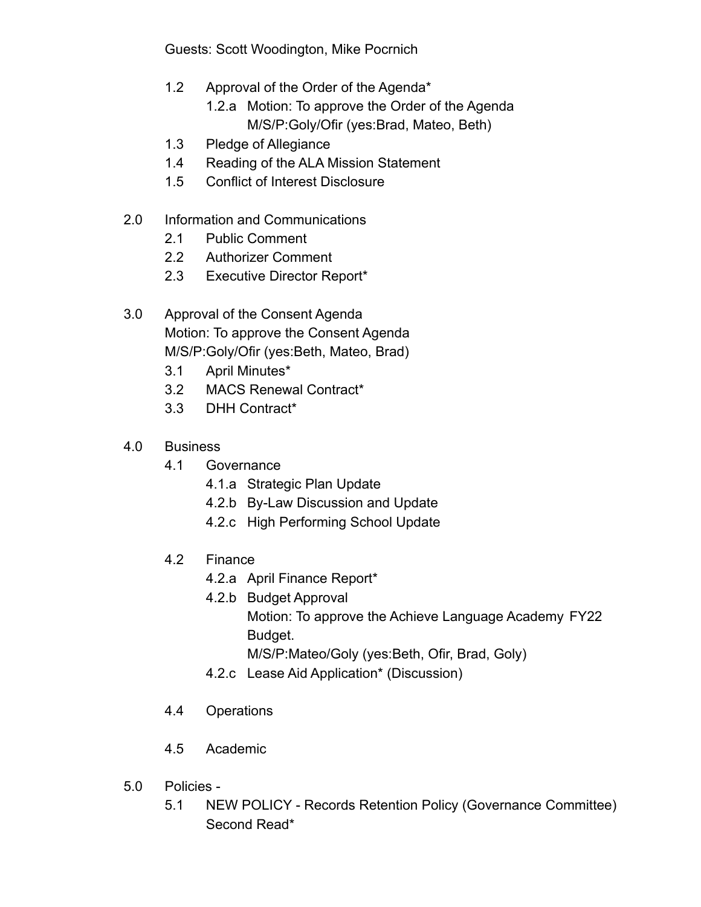Guests: Scott Woodington, Mike Pocrnich

- 1.2 Approval of the Order of the Agenda*
  - 1.2.a Motion: To approve the Order of the Agenda
    M/S/P:Goly/Ofir (yes:Brad, Mateo, Beth)
- 1.3 Pledge of Allegiance
- 1.4 Reading of the ALA Mission Statement
- 1.5 Conflict of Interest Disclosure

2.0 Information and Communications

- 2.1 Public Comment
- 2.2 Authorizer Comment
- 2.3 Executive Director Report*

3.0 Approval of the Consent Agenda
Motion: To approve the Consent Agenda
M/S/P:Goly/Ofir (yes:Beth, Mateo, Brad)

- 3.1 April Minutes*
- 3.2 MACS Renewal Contract*
- 3.3 DHH Contract*

4.0 Business

- 4.1 Governance
  - 4.1.a Strategic Plan Update
  - 4.2.b By-Law Discussion and Update
  - 4.2.c High Performing School Update

- 4.2 Finance
  - 4.2.a April Finance Report*
  - 4.2.b Budget Approval
    Motion: To approve the Achieve Language Academy FY22 Budget.
    M/S/P:Mateo/Goly (yes:Beth, Ofir, Brad, Goly)
  - 4.2.c Lease Aid Application* (Discussion)

- 4.4 Operations

- 4.5 Academic

5.0 Policies -

- 5.1 NEW POLICY - Records Retention Policy (Governance Committee) Second Read*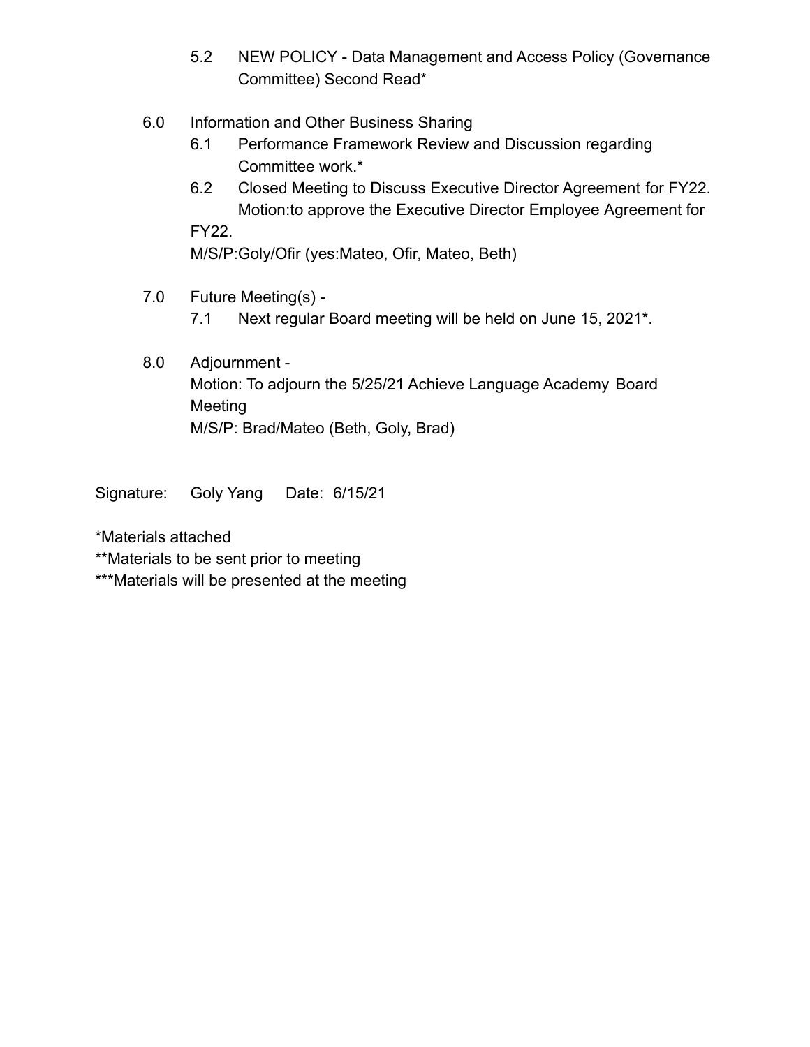5.2 NEW POLICY - Data Management and Access Policy (Governance Committee) Second Read*

6.0 Information and Other Business Sharing

6.1 Performance Framework Review and Discussion regarding Committee work.*

6.2 Closed Meeting to Discuss Executive Director Agreement for FY22.
Motion:to approve the Executive Director Employee Agreement for FY22.
M/S/P:Goly/Ofir (yes:Mateo, Ofir, Mateo, Beth)

7.0 Future Meeting(s) -

7.1 Next regular Board meeting will be held on June 15, 2021*.

8.0 Adjournment -
Motion: To adjourn the 5/25/21 Achieve Language Academy Board Meeting
M/S/P: Brad/Mateo (Beth, Goly, Brad)

Signature: Goly Yang Date: 6/15/21

*Materials attached
**Materials to be sent prior to meeting
***Materials will be presented at the meeting